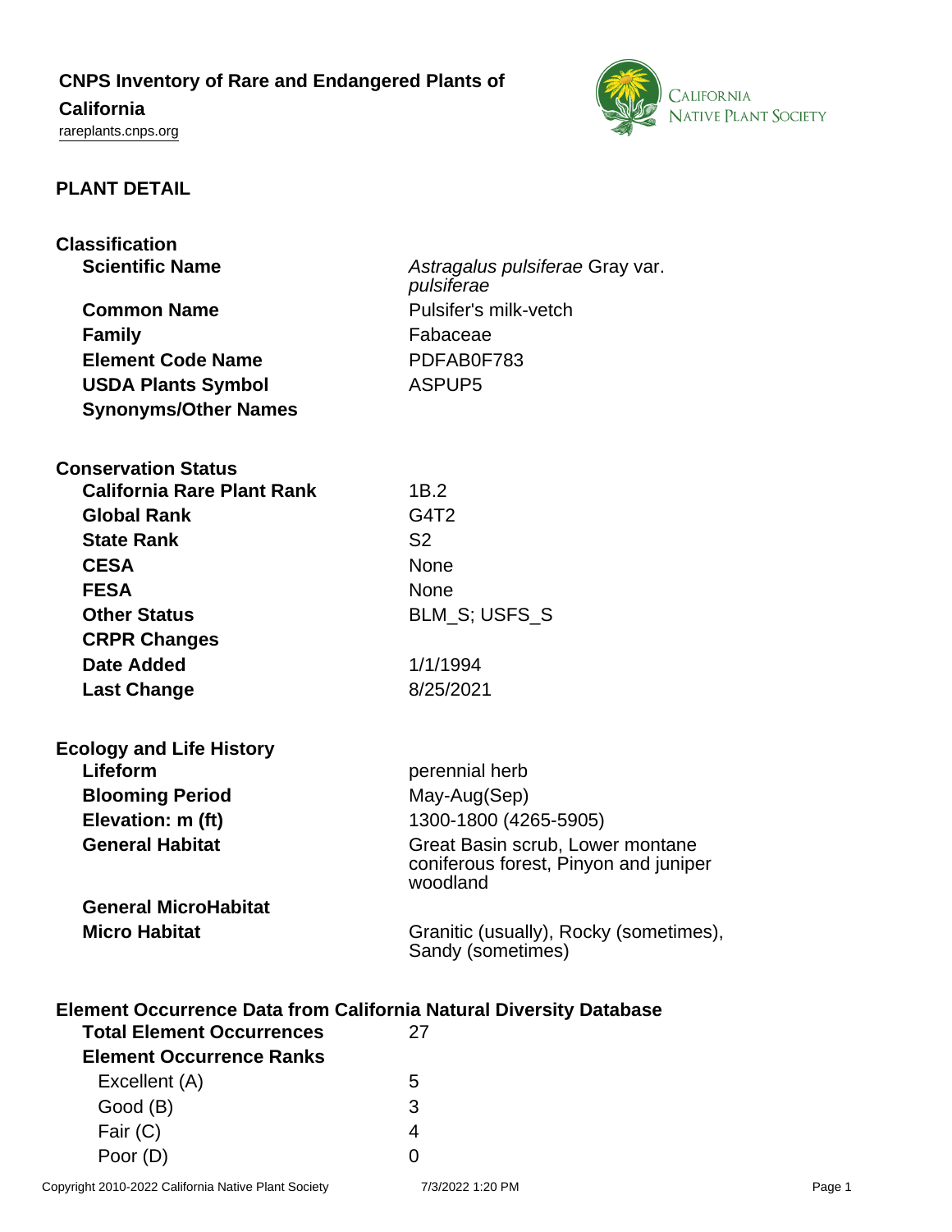# CNPS Inventory of Rare and Endangered Plants of California

rareplants.cnps.org

## PLANT DETAIL

### Classification

| | |
|---|---|
| **Scientific Name** | *Astragalus pulsiferae* Gray var. *pulsiferae* |
| **Common Name** | Pulsifer's milk-vetch |
| **Family** | Fabaceae |
| **Element Code Name** | PDFAB0F783 |
| **USDA Plants Symbol** | ASPUP5 |
| **Synonyms/Other Names** | |

### Conservation Status

| | |
|---|---|
| **California Rare Plant Rank** | 1B.2 |
| **Global Rank** | G4T2 |
| **State Rank** | S2 |
| **CESA** | None |
| **FESA** | None |
| **Other Status** | BLM_S; USFS_S |
| **CRPR Changes** | |
| **Date Added** | 1/1/1994 |
| **Last Change** | 8/25/2021 |

### Ecology and Life History

| | |
|---|---|
| **Lifeform** | perennial herb |
| **Blooming Period** | May-Aug(Sep) |
| **Elevation: m (ft)** | 1300-1800 (4265-5905) |
| **General Habitat** | Great Basin scrub, Lower montane coniferous forest, Pinyon and juniper woodland |
| **General MicroHabitat** | |
| **Micro Habitat** | Granitic (usually), Rocky (sometimes), Sandy (sometimes) |

### Element Occurrence Data from California Natural Diversity Database

| | |
|---|---|
| **Total Element Occurrences** | 27 |
| **Element Occurrence Ranks** | |
| Excellent (A) | 5 |
| Good (B) | 3 |
| Fair (C) | 4 |
| Poor (D) | 0 |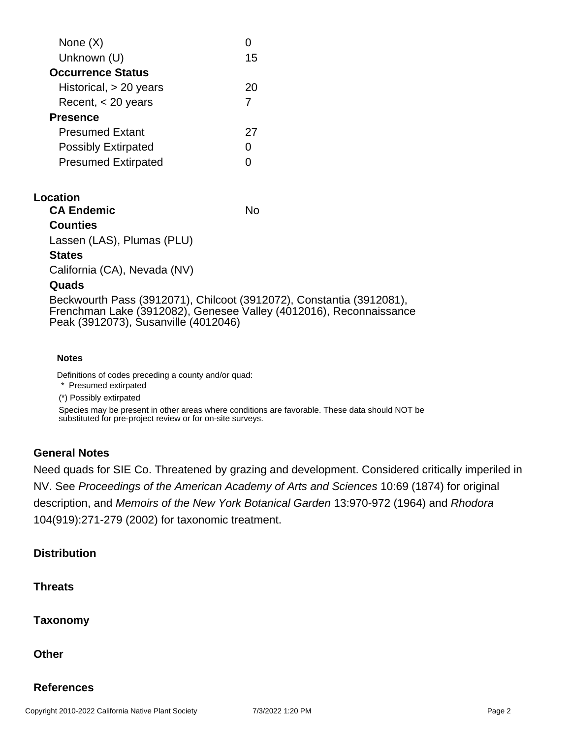| | |
|---|---|
| None (X) | 0 |
| Unknown (U) | 15 |
| **Occurrence Status** | |
| Historical, > 20 years | 20 |
| Recent, < 20 years | 7 |
| **Presence** | |
| Presumed Extant | 27 |
| Possibly Extirpated | 0 |
| Presumed Extirpated | 0 |

## Location

**CA Endemic** No

**Counties**

Lassen (LAS), Plumas (PLU)

**States**

California (CA), Nevada (NV)

**Quads**

Beckwourth Pass (3912071), Chilcoot (3912072), Constantia (3912081), Frenchman Lake (3912082), Genesee Valley (4012016), Reconnaissance Peak (3912073), Susanville (4012046)

**Notes**

Definitions of codes preceding a county and/or quad:

\* Presumed extirpated

(*) Possibly extirpated

Species may be present in other areas where conditions are favorable. These data should NOT be substituted for pre-project review or for on-site surveys.

## General Notes

Need quads for SIE Co. Threatened by grazing and development. Considered critically imperiled in NV. See *Proceedings of the American Academy of Arts and Sciences* 10:69 (1874) for original description, and *Memoirs of the New York Botanical Garden* 13:970-972 (1964) and *Rhodora* 104(919):271-279 (2002) for taxonomic treatment.

## Distribution

## Threats

## Taxonomy

## Other

## References

Copyright 2010-2022 California Native Plant Society 7/3/2022 1:20 PM